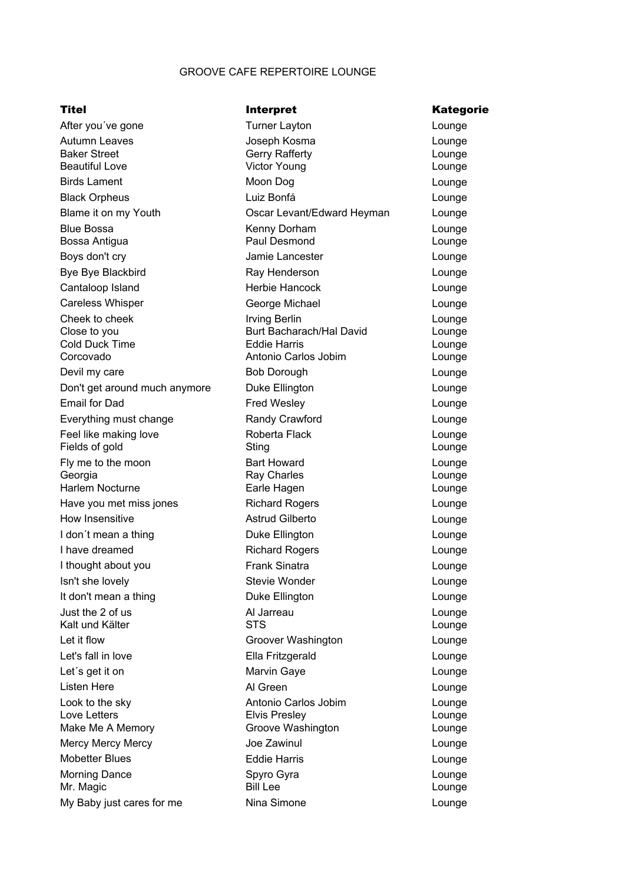GROOVE CAFE REPERTOIRE LOUNGE

| **Titel** | **Interpret** | **Kategorie** |
| --- | --- | --- |
| After you´ve gone | Turner Layton | Lounge |
| Autumn Leaves | Joseph Kosma | Lounge |
| Baker Street | Gerry Rafferty | Lounge |
| Beautiful Love | Victor Young | Lounge |
| Birds Lament | Moon Dog | Lounge |
| Black Orpheus | Luiz Bonfá | Lounge |
| Blame it on my Youth | Oscar Levant/Edward Heyman | Lounge |
| Blue Bossa | Kenny Dorham | Lounge |
| Bossa Antigua | Paul Desmond | Lounge |
| Boys don't cry | Jamie Lancester | Lounge |
| Bye Bye Blackbird | Ray Henderson | Lounge |
| Cantaloop Island | Herbie Hancock | Lounge |
| Careless Whisper | George Michael | Lounge |
| Cheek to cheek | Irving Berlin | Lounge |
| Close to you | Burt Bacharach/Hal David | Lounge |
| Cold Duck Time | Eddie Harris | Lounge |
| Corcovado | Antonio Carlos Jobim | Lounge |
| Devil my care | Bob Dorough | Lounge |
| Don't get around much anymore | Duke Ellington | Lounge |
| Email for Dad | Fred Wesley | Lounge |
| Everything must change | Randy Crawford | Lounge |
| Feel like making love | Roberta Flack | Lounge |
| Fields of gold | Sting | Lounge |
| Fly me to the moon | Bart Howard | Lounge |
| Georgia | Ray Charles | Lounge |
| Harlem Nocturne | Earle Hagen | Lounge |
| Have you met miss jones | Richard Rogers | Lounge |
| How Insensitive | Astrud Gilberto | Lounge |
| I don´t mean a thing | Duke Ellington | Lounge |
| I have dreamed | Richard Rogers | Lounge |
| I thought about you | Frank Sinatra | Lounge |
| Isn't she lovely | Stevie Wonder | Lounge |
| It don't mean a thing | Duke Ellington | Lounge |
| Just the 2 of us | Al Jarreau | Lounge |
| Kalt und Kälter | STS | Lounge |
| Let it flow | Groover Washington | Lounge |
| Let's fall in love | Ella Fritzgerald | Lounge |
| Let´s get it on | Marvin Gaye | Lounge |
| Listen Here | Al Green | Lounge |
| Look to the sky | Antonio Carlos Jobim | Lounge |
| Love Letters | Elvis Presley | Lounge |
| Make Me A Memory | Groove Washington | Lounge |
| Mercy Mercy Mercy | Joe Zawinul | Lounge |
| Mobetter Blues | Eddie Harris | Lounge |
| Morning Dance | Spyro Gyra | Lounge |
| Mr. Magic | Bill Lee | Lounge |
| My Baby just cares for me | Nina Simone | Lounge |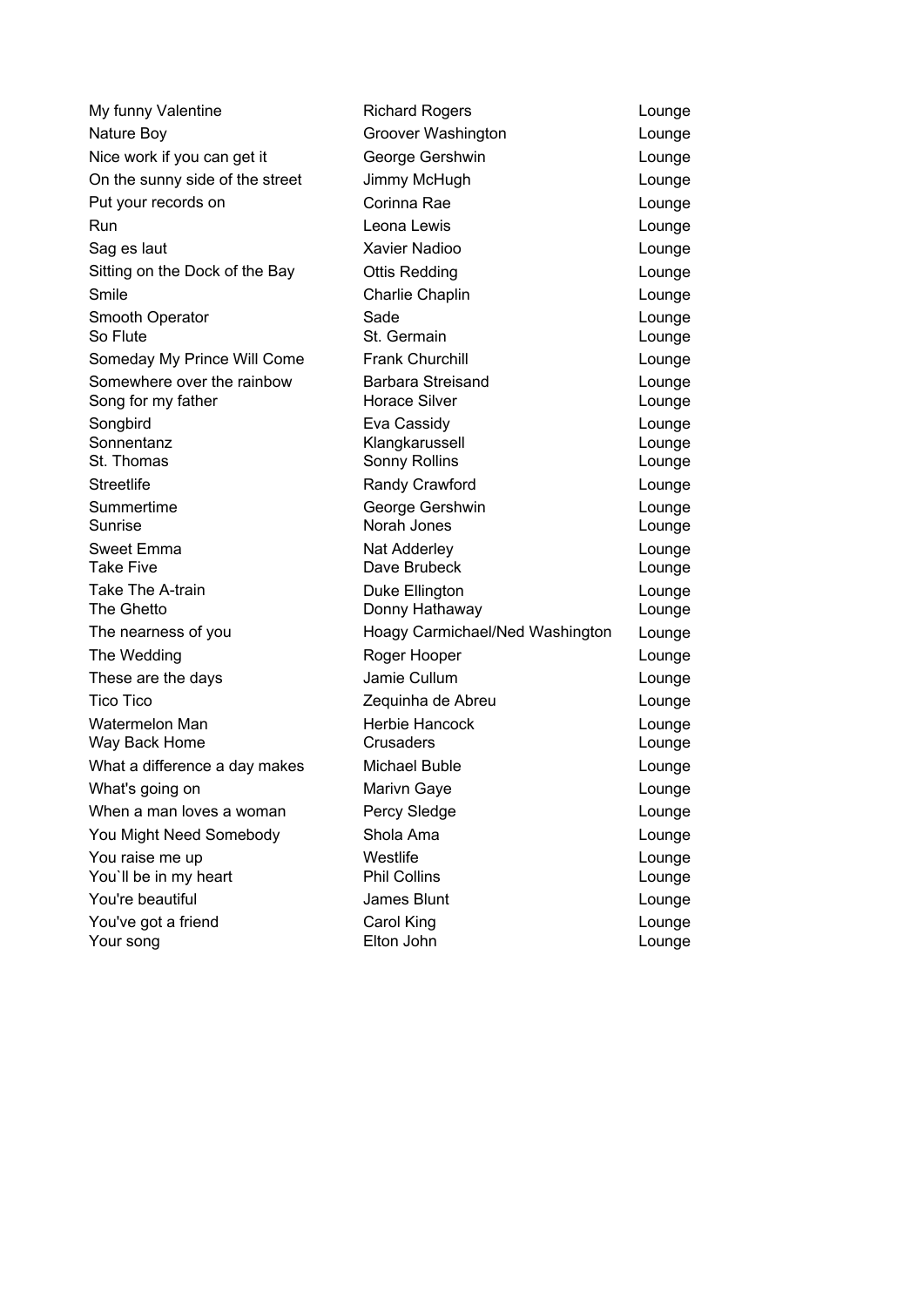| | | |
|---|---|---|
| My funny Valentine | Richard Rogers | Lounge |
| Nature Boy | Groover Washington | Lounge |
| Nice work if you can get it | George Gershwin | Lounge |
| On the sunny side of the street | Jimmy McHugh | Lounge |
| Put your records on | Corinna Rae | Lounge |
| Run | Leona Lewis | Lounge |
| Sag es laut | Xavier Nadioo | Lounge |
| Sitting on the Dock of the Bay | Ottis Redding | Lounge |
| Smile | Charlie Chaplin | Lounge |
| Smooth Operator | Sade | Lounge |
| So Flute | St. Germain | Lounge |
| Someday My Prince Will Come | Frank Churchill | Lounge |
| Somewhere over the rainbow | Barbara Streisand | Lounge |
| Song for my father | Horace Silver | Lounge |
| Songbird | Eva Cassidy | Lounge |
| Sonnentanz | Klangkarussell | Lounge |
| St. Thomas | Sonny Rollins | Lounge |
| Streetlife | Randy Crawford | Lounge |
| Summertime | George Gershwin | Lounge |
| Sunrise | Norah Jones | Lounge |
| Sweet Emma | Nat Adderley | Lounge |
| Take Five | Dave Brubeck | Lounge |
| Take The A-train | Duke Ellington | Lounge |
| The Ghetto | Donny Hathaway | Lounge |
| The nearness of you | Hoagy Carmichael/Ned Washington | Lounge |
| The Wedding | Roger Hooper | Lounge |
| These are the days | Jamie Cullum | Lounge |
| Tico Tico | Zequinha de Abreu | Lounge |
| Watermelon Man | Herbie Hancock | Lounge |
| Way Back Home | Crusaders | Lounge |
| What a difference a day makes | Michael Buble | Lounge |
| What's going on | Marivn Gaye | Lounge |
| When a man loves a woman | Percy Sledge | Lounge |
| You Might Need Somebody | Shola Ama | Lounge |
| You raise me up | Westlife | Lounge |
| You`ll be in my heart | Phil Collins | Lounge |
| You're beautiful | James Blunt | Lounge |
| You've got a friend | Carol King | Lounge |
| Your song | Elton John | Lounge |